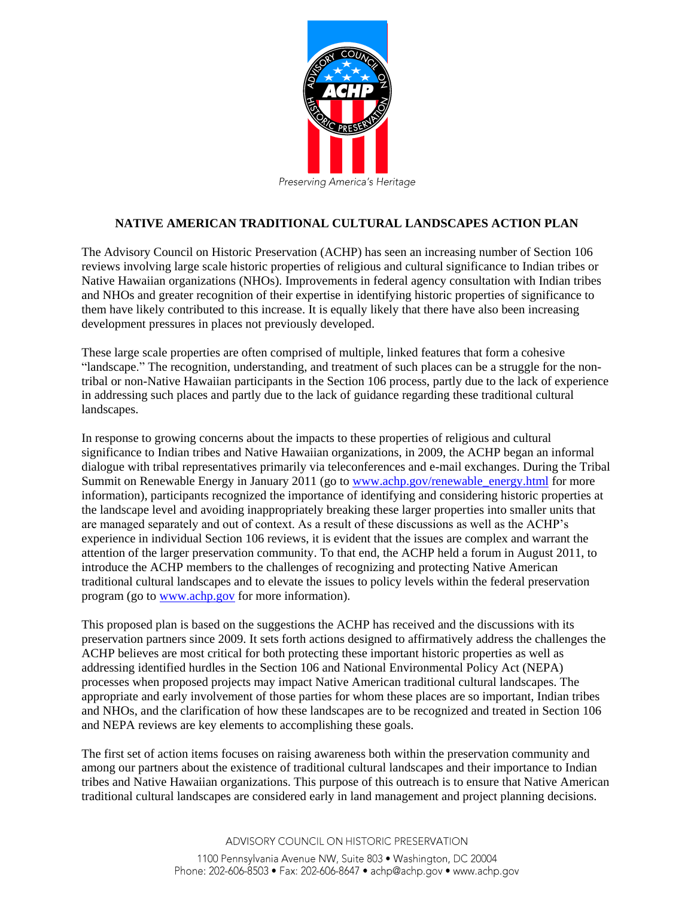# NATIVE AMERICAN TRADITIONAL CULTURAL LANDSCAPES ACTION PLAN

The Advisory Council on Historic Preservation (ACHP) has seen an increasing number of Section 106 reviews involving large scale historic properties of religious and cultural significance to Indian tribes or Native Hawaiian organizations (NHOs). Improvements in federal agency consultation with Indian tribes and NHOs and greater recognition of their expertise in identifying historic properties of significance to them have likely contributed to this increase. It is equally likely that there have also been increasing development pressures in places not previously developed.

These large scale properties are often comprised of multiple, linked features that form a cohesive "landscape." The recognition, understanding, and treatment of such places can be a struggle for the non-tribal or non-Native Hawaiian participants in the Section 106 process, partly due to the lack of experience in addressing such places and partly due to the lack of guidance regarding these traditional cultural landscapes.

In response to growing concerns about the impacts to these properties of religious and cultural significance to Indian tribes and Native Hawaiian organizations, in 2009, the ACHP began an informal dialogue with tribal representatives primarily via teleconferences and e-mail exchanges. During the Tribal Summit on Renewable Energy in January 2011 (go to [www.achp.gov/renewable_energy.html](www.achp.gov/renewable_energy.html) for more information), participants recognized the importance of identifying and considering historic properties at the landscape level and avoiding inappropriately breaking these larger properties into smaller units that are managed separately and out of context. As a result of these discussions as well as the ACHP's experience in individual Section 106 reviews, it is evident that the issues are complex and warrant the attention of the larger preservation community. To that end, the ACHP held a forum in August 2011, to introduce the ACHP members to the challenges of recognizing and protecting Native American traditional cultural landscapes and to elevate the issues to policy levels within the federal preservation program (go to [www.achp.gov](www.achp.gov) for more information).

This proposed plan is based on the suggestions the ACHP has received and the discussions with its preservation partners since 2009. It sets forth actions designed to affirmatively address the challenges the ACHP believes are most critical for both protecting these important historic properties as well as addressing identified hurdles in the Section 106 and National Environmental Policy Act (NEPA) processes when proposed projects may impact Native American traditional cultural landscapes. The appropriate and early involvement of those parties for whom these places are so important, Indian tribes and NHOs, and the clarification of how these landscapes are to be recognized and treated in Section 106 and NEPA reviews are key elements to accomplishing these goals.

The first set of action items focuses on raising awareness both within the preservation community and among our partners about the existence of traditional cultural landscapes and their importance to Indian tribes and Native Hawaiian organizations. This purpose of this outreach is to ensure that Native American traditional cultural landscapes are considered early in land management and project planning decisions.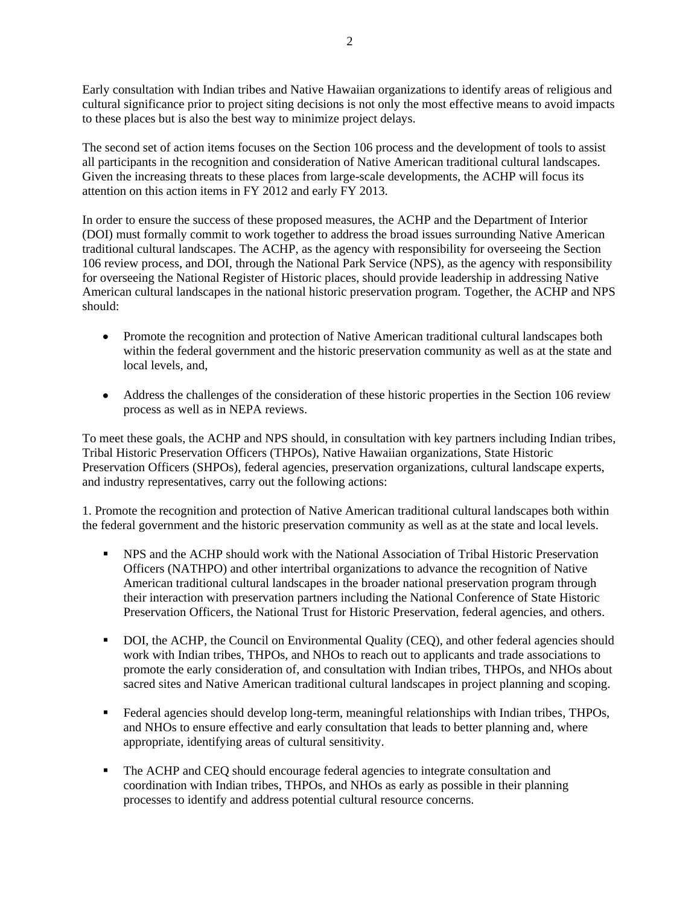Early consultation with Indian tribes and Native Hawaiian organizations to identify areas of religious and cultural significance prior to project siting decisions is not only the most effective means to avoid impacts to these places but is also the best way to minimize project delays.

The second set of action items focuses on the Section 106 process and the development of tools to assist all participants in the recognition and consideration of Native American traditional cultural landscapes. Given the increasing threats to these places from large-scale developments, the ACHP will focus its attention on this action items in FY 2012 and early FY 2013.

In order to ensure the success of these proposed measures, the ACHP and the Department of Interior (DOI) must formally commit to work together to address the broad issues surrounding Native American traditional cultural landscapes. The ACHP, as the agency with responsibility for overseeing the Section 106 review process, and DOI, through the National Park Service (NPS), as the agency with responsibility for overseeing the National Register of Historic places, should provide leadership in addressing Native American cultural landscapes in the national historic preservation program. Together, the ACHP and NPS should:

- Promote the recognition and protection of Native American traditional cultural landscapes both within the federal government and the historic preservation community as well as at the state and local levels, and,
- Address the challenges of the consideration of these historic properties in the Section 106 review process as well as in NEPA reviews.

To meet these goals, the ACHP and NPS should, in consultation with key partners including Indian tribes, Tribal Historic Preservation Officers (THPOs), Native Hawaiian organizations, State Historic Preservation Officers (SHPOs), federal agencies, preservation organizations, cultural landscape experts, and industry representatives, carry out the following actions:

1. Promote the recognition and protection of Native American traditional cultural landscapes both within the federal government and the historic preservation community as well as at the state and local levels.

- NPS and the ACHP should work with the National Association of Tribal Historic Preservation Officers (NATHPO) and other intertribal organizations to advance the recognition of Native American traditional cultural landscapes in the broader national preservation program through their interaction with preservation partners including the National Conference of State Historic Preservation Officers, the National Trust for Historic Preservation, federal agencies, and others.
- DOI, the ACHP, the Council on Environmental Quality (CEQ), and other federal agencies should work with Indian tribes, THPOs, and NHOs to reach out to applicants and trade associations to promote the early consideration of, and consultation with Indian tribes, THPOs, and NHOs about sacred sites and Native American traditional cultural landscapes in project planning and scoping.
- Federal agencies should develop long-term, meaningful relationships with Indian tribes, THPOs, and NHOs to ensure effective and early consultation that leads to better planning and, where appropriate, identifying areas of cultural sensitivity.
- The ACHP and CEQ should encourage federal agencies to integrate consultation and coordination with Indian tribes, THPOs, and NHOs as early as possible in their planning processes to identify and address potential cultural resource concerns.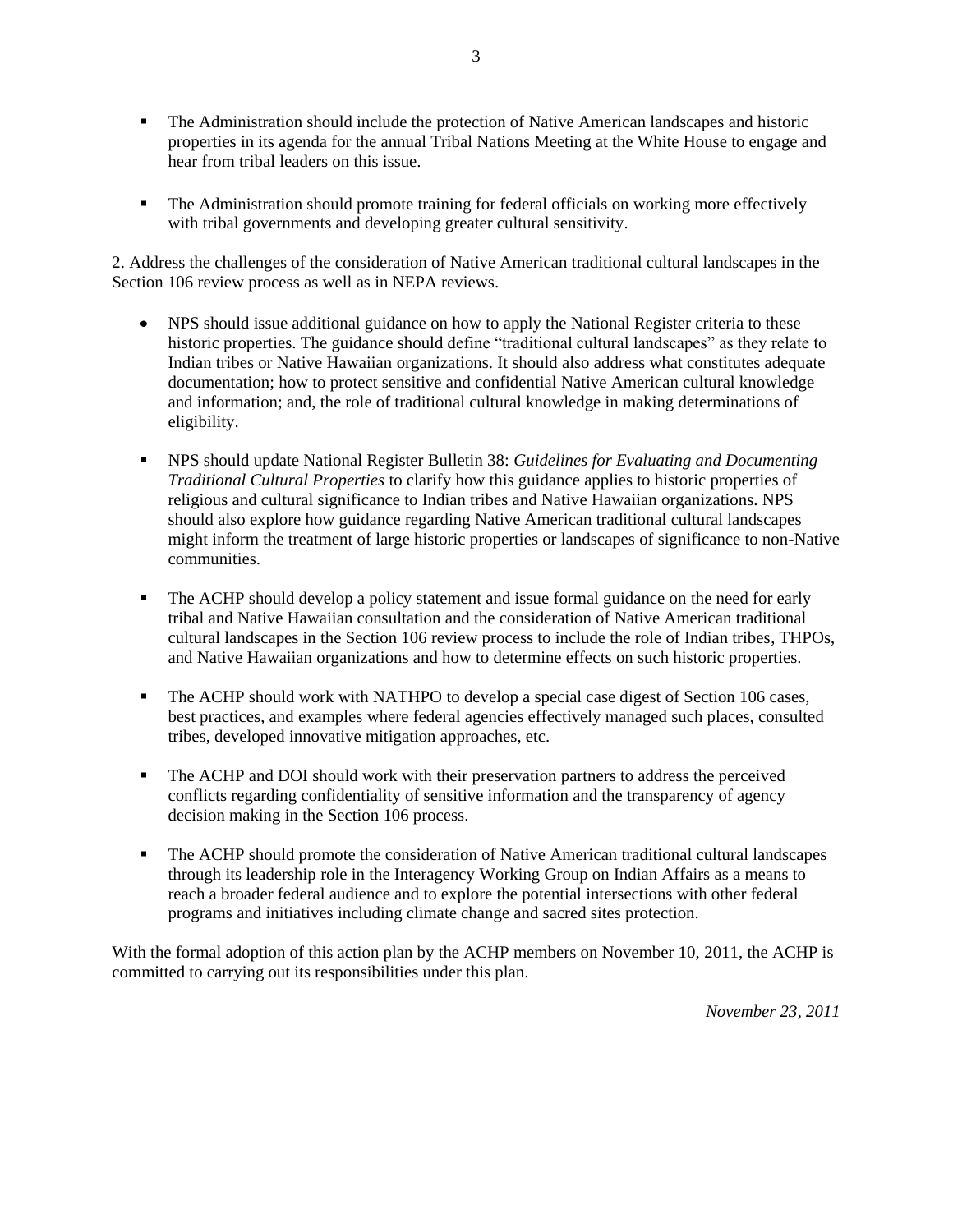- The Administration should include the protection of Native American landscapes and historic properties in its agenda for the annual Tribal Nations Meeting at the White House to engage and hear from tribal leaders on this issue.

- The Administration should promote training for federal officials on working more effectively with tribal governments and developing greater cultural sensitivity.

2. Address the challenges of the consideration of Native American traditional cultural landscapes in the Section 106 review process as well as in NEPA reviews.

- NPS should issue additional guidance on how to apply the National Register criteria to these historic properties. The guidance should define "traditional cultural landscapes" as they relate to Indian tribes or Native Hawaiian organizations. It should also address what constitutes adequate documentation; how to protect sensitive and confidential Native American cultural knowledge and information; and, the role of traditional cultural knowledge in making determinations of eligibility.

- NPS should update National Register Bulletin 38: *Guidelines for Evaluating and Documenting Traditional Cultural Properties* to clarify how this guidance applies to historic properties of religious and cultural significance to Indian tribes and Native Hawaiian organizations. NPS should also explore how guidance regarding Native American traditional cultural landscapes might inform the treatment of large historic properties or landscapes of significance to non-Native communities.

- The ACHP should develop a policy statement and issue formal guidance on the need for early tribal and Native Hawaiian consultation and the consideration of Native American traditional cultural landscapes in the Section 106 review process to include the role of Indian tribes, THPOs, and Native Hawaiian organizations and how to determine effects on such historic properties.

- The ACHP should work with NATHPO to develop a special case digest of Section 106 cases, best practices, and examples where federal agencies effectively managed such places, consulted tribes, developed innovative mitigation approaches, etc.

- The ACHP and DOI should work with their preservation partners to address the perceived conflicts regarding confidentiality of sensitive information and the transparency of agency decision making in the Section 106 process.

- The ACHP should promote the consideration of Native American traditional cultural landscapes through its leadership role in the Interagency Working Group on Indian Affairs as a means to reach a broader federal audience and to explore the potential intersections with other federal programs and initiatives including climate change and sacred sites protection.

With the formal adoption of this action plan by the ACHP members on November 10, 2011, the ACHP is committed to carrying out its responsibilities under this plan.

*November 23, 2011*